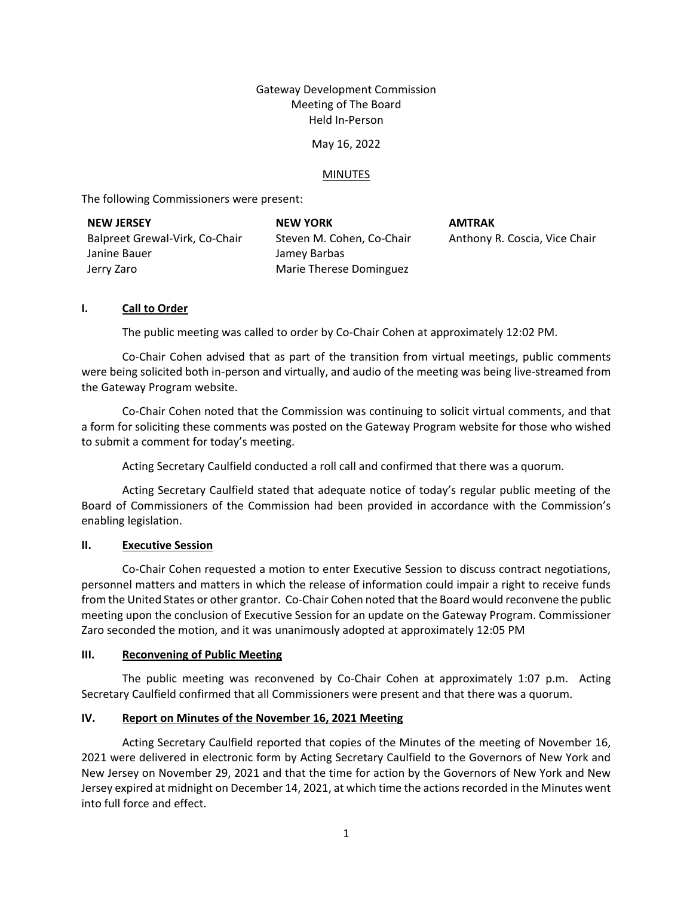Gateway Development Commission
Meeting of The Board
Held In-Person

May 16, 2022

MINUTES

The following Commissioners were present:

| NEW JERSEY | NEW YORK | AMTRAK |
| --- | --- | --- |
| Balpreet Grewal-Virk, Co-Chair | Steven M. Cohen, Co-Chair | Anthony R. Coscia, Vice Chair |
| Janine Bauer | Jamey Barbas | |
| Jerry Zaro | Marie Therese Dominguez | |

## I. Call to Order

The public meeting was called to order by Co-Chair Cohen at approximately 12:02 PM.

Co-Chair Cohen advised that as part of the transition from virtual meetings, public comments were being solicited both in-person and virtually, and audio of the meeting was being live-streamed from the Gateway Program website.

Co-Chair Cohen noted that the Commission was continuing to solicit virtual comments, and that a form for soliciting these comments was posted on the Gateway Program website for those who wished to submit a comment for today's meeting.

Acting Secretary Caulfield conducted a roll call and confirmed that there was a quorum.

Acting Secretary Caulfield stated that adequate notice of today's regular public meeting of the Board of Commissioners of the Commission had been provided in accordance with the Commission's enabling legislation.

## II. Executive Session

Co-Chair Cohen requested a motion to enter Executive Session to discuss contract negotiations, personnel matters and matters in which the release of information could impair a right to receive funds from the United States or other grantor. Co-Chair Cohen noted that the Board would reconvene the public meeting upon the conclusion of Executive Session for an update on the Gateway Program. Commissioner Zaro seconded the motion, and it was unanimously adopted at approximately 12:05 PM

## III. Reconvening of Public Meeting

The public meeting was reconvened by Co-Chair Cohen at approximately 1:07 p.m. Acting Secretary Caulfield confirmed that all Commissioners were present and that there was a quorum.

## IV. Report on Minutes of the November 16, 2021 Meeting

Acting Secretary Caulfield reported that copies of the Minutes of the meeting of November 16, 2021 were delivered in electronic form by Acting Secretary Caulfield to the Governors of New York and New Jersey on November 29, 2021 and that the time for action by the Governors of New York and New Jersey expired at midnight on December 14, 2021, at which time the actions recorded in the Minutes went into full force and effect.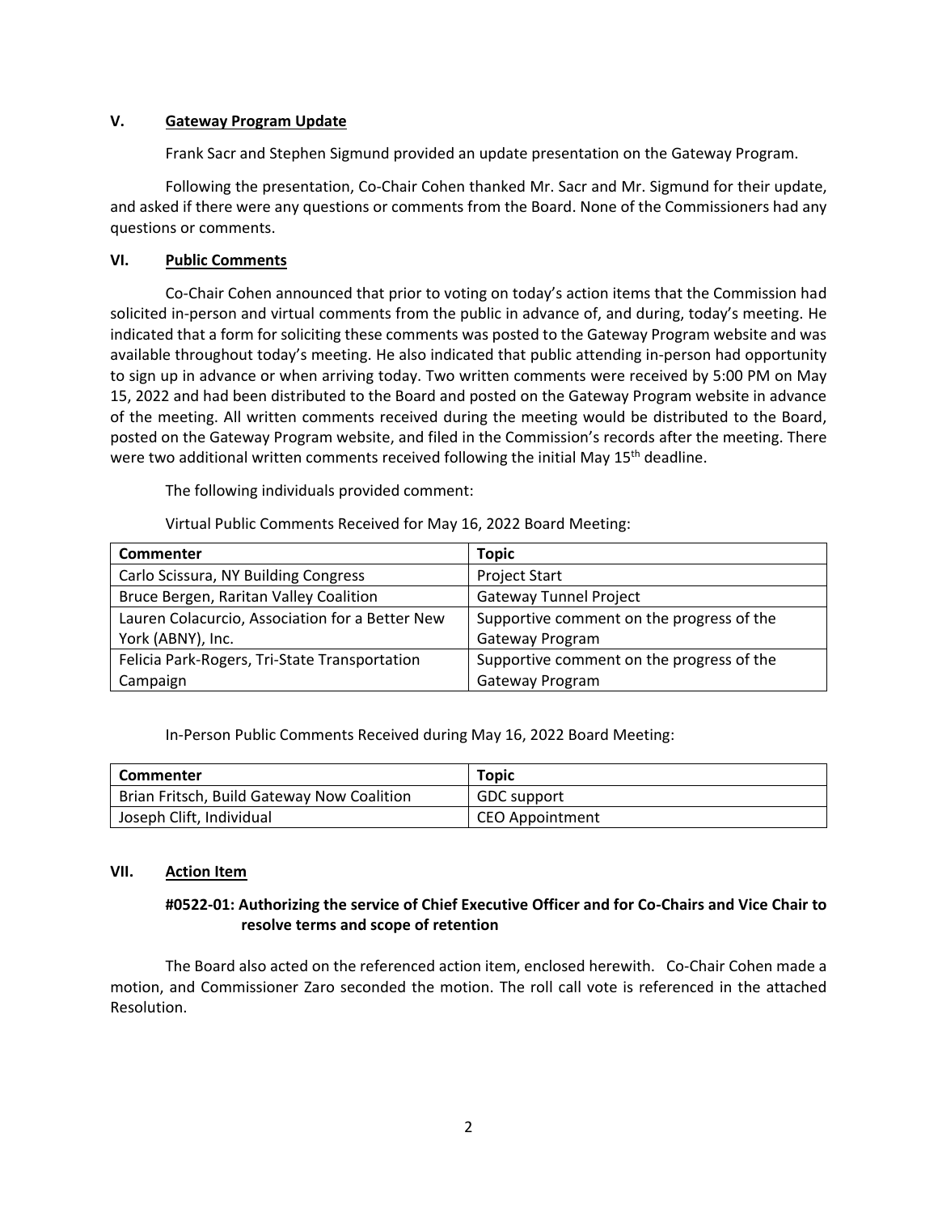## V. Gateway Program Update

Frank Sacr and Stephen Sigmund provided an update presentation on the Gateway Program.

Following the presentation, Co-Chair Cohen thanked Mr. Sacr and Mr. Sigmund for their update, and asked if there were any questions or comments from the Board. None of the Commissioners had any questions or comments.

## VI. Public Comments

Co-Chair Cohen announced that prior to voting on today's action items that the Commission had solicited in-person and virtual comments from the public in advance of, and during, today's meeting. He indicated that a form for soliciting these comments was posted to the Gateway Program website and was available throughout today's meeting. He also indicated that public attending in-person had opportunity to sign up in advance or when arriving today. Two written comments were received by 5:00 PM on May 15, 2022 and had been distributed to the Board and posted on the Gateway Program website in advance of the meeting. All written comments received during the meeting would be distributed to the Board, posted on the Gateway Program website, and filed in the Commission's records after the meeting. There were two additional written comments received following the initial May 15th deadline.

The following individuals provided comment:

Virtual Public Comments Received for May 16, 2022 Board Meeting:

| Commenter | Topic |
|---|---|
| Carlo Scissura, NY Building Congress | Project Start |
| Bruce Bergen, Raritan Valley Coalition | Gateway Tunnel Project |
| Lauren Colacurcio, Association for a Better New York (ABNY), Inc. | Supportive comment on the progress of the Gateway Program |
| Felicia Park-Rogers, Tri-State Transportation Campaign | Supportive comment on the progress of the Gateway Program |

In-Person Public Comments Received during May 16, 2022 Board Meeting:

| Commenter | Topic |
|---|---|
| Brian Fritsch, Build Gateway Now Coalition | GDC support |
| Joseph Clift, Individual | CEO Appointment |

## VII. Action Item

### #0522-01: Authorizing the service of Chief Executive Officer and for Co-Chairs and Vice Chair to resolve terms and scope of retention

The Board also acted on the referenced action item, enclosed herewith. Co-Chair Cohen made a motion, and Commissioner Zaro seconded the motion. The roll call vote is referenced in the attached Resolution.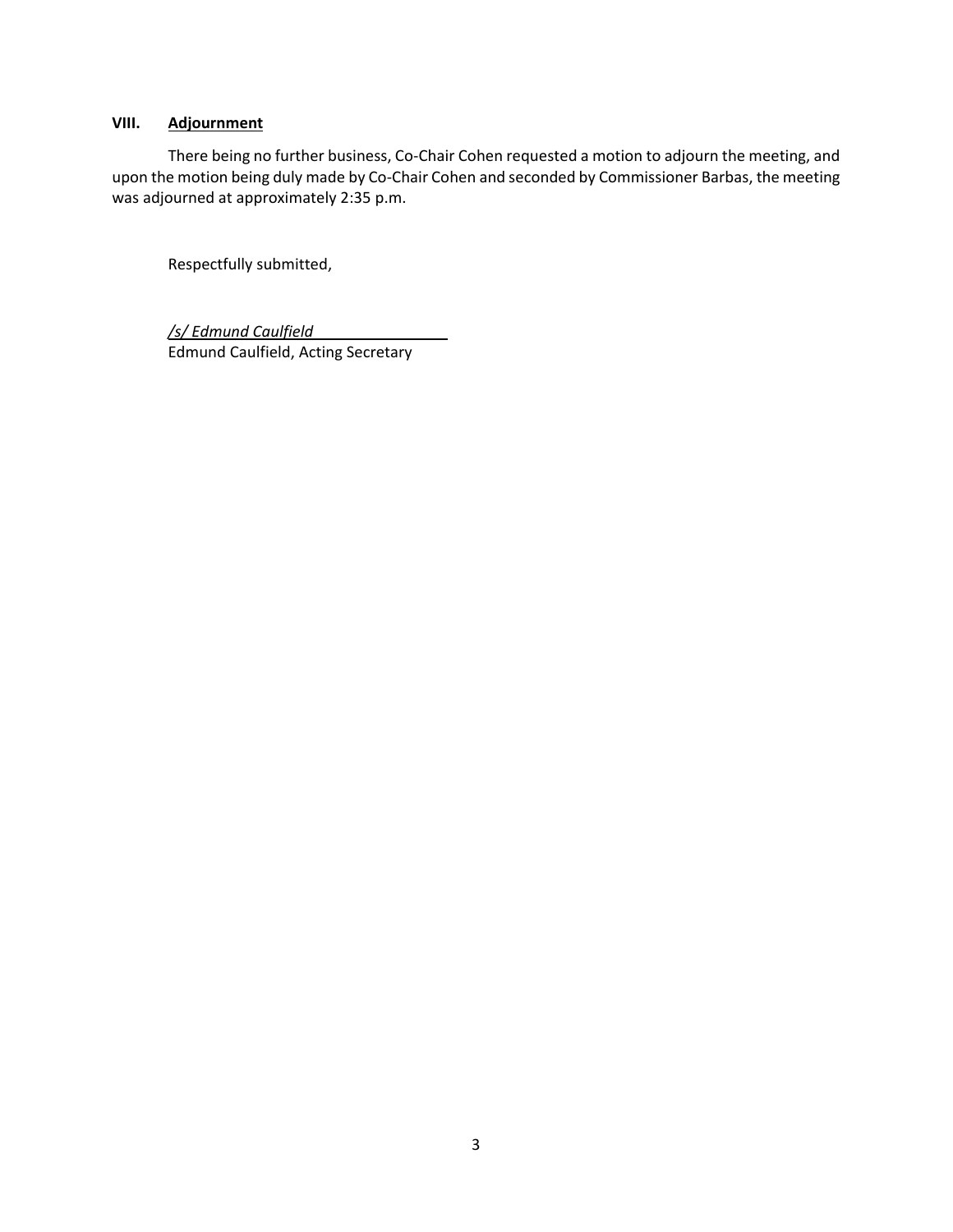## VIII. Adjournment

There being no further business, Co-Chair Cohen requested a motion to adjourn the meeting, and upon the motion being duly made by Co-Chair Cohen and seconded by Commissioner Barbas, the meeting was adjourned at approximately 2:35 p.m.

Respectfully submitted,

*/s/ Edmund Caulfield*
Edmund Caulfield, Acting Secretary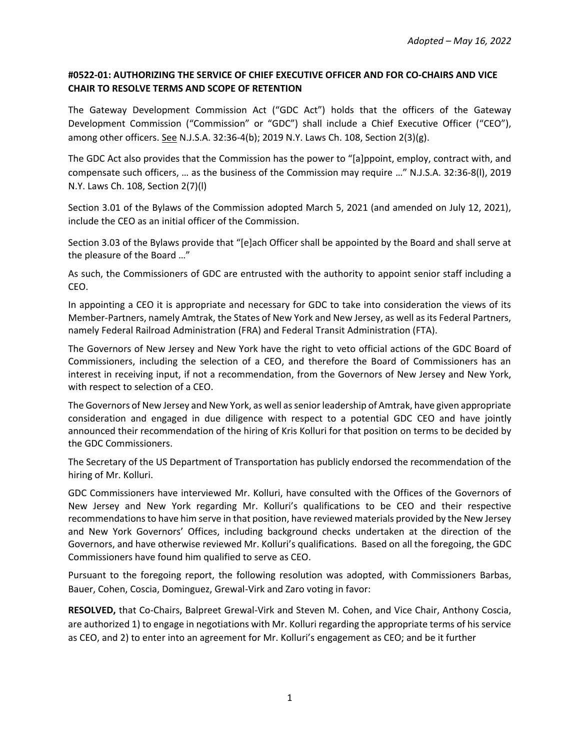*Adopted – May 16, 2022*

**#0522-01: AUTHORIZING THE SERVICE OF CHIEF EXECUTIVE OFFICER AND FOR CO-CHAIRS AND VICE CHAIR TO RESOLVE TERMS AND SCOPE OF RETENTION**

The Gateway Development Commission Act ("GDC Act") holds that the officers of the Gateway Development Commission ("Commission" or "GDC") shall include a Chief Executive Officer ("CEO"), among other officers. See N.J.S.A. 32:36-4(b); 2019 N.Y. Laws Ch. 108, Section 2(3)(g).

The GDC Act also provides that the Commission has the power to "[a]ppoint, employ, contract with, and compensate such officers, … as the business of the Commission may require …" N.J.S.A. 32:36-8(l), 2019 N.Y. Laws Ch. 108, Section 2(7)(l)

Section 3.01 of the Bylaws of the Commission adopted March 5, 2021 (and amended on July 12, 2021), include the CEO as an initial officer of the Commission.

Section 3.03 of the Bylaws provide that "[e]ach Officer shall be appointed by the Board and shall serve at the pleasure of the Board …"

As such, the Commissioners of GDC are entrusted with the authority to appoint senior staff including a CEO.

In appointing a CEO it is appropriate and necessary for GDC to take into consideration the views of its Member-Partners, namely Amtrak, the States of New York and New Jersey, as well as its Federal Partners, namely Federal Railroad Administration (FRA) and Federal Transit Administration (FTA).

The Governors of New Jersey and New York have the right to veto official actions of the GDC Board of Commissioners, including the selection of a CEO, and therefore the Board of Commissioners has an interest in receiving input, if not a recommendation, from the Governors of New Jersey and New York, with respect to selection of a CEO.

The Governors of New Jersey and New York, as well as senior leadership of Amtrak, have given appropriate consideration and engaged in due diligence with respect to a potential GDC CEO and have jointly announced their recommendation of the hiring of Kris Kolluri for that position on terms to be decided by the GDC Commissioners.

The Secretary of the US Department of Transportation has publicly endorsed the recommendation of the hiring of Mr. Kolluri.

GDC Commissioners have interviewed Mr. Kolluri, have consulted with the Offices of the Governors of New Jersey and New York regarding Mr. Kolluri's qualifications to be CEO and their respective recommendations to have him serve in that position, have reviewed materials provided by the New Jersey and New York Governors' Offices, including background checks undertaken at the direction of the Governors, and have otherwise reviewed Mr. Kolluri's qualifications. Based on all the foregoing, the GDC Commissioners have found him qualified to serve as CEO.

Pursuant to the foregoing report, the following resolution was adopted, with Commissioners Barbas, Bauer, Cohen, Coscia, Dominguez, Grewal-Virk and Zaro voting in favor:

**RESOLVED,** that Co-Chairs, Balpreet Grewal-Virk and Steven M. Cohen, and Vice Chair, Anthony Coscia, are authorized 1) to engage in negotiations with Mr. Kolluri regarding the appropriate terms of his service as CEO, and 2) to enter into an agreement for Mr. Kolluri's engagement as CEO; and be it further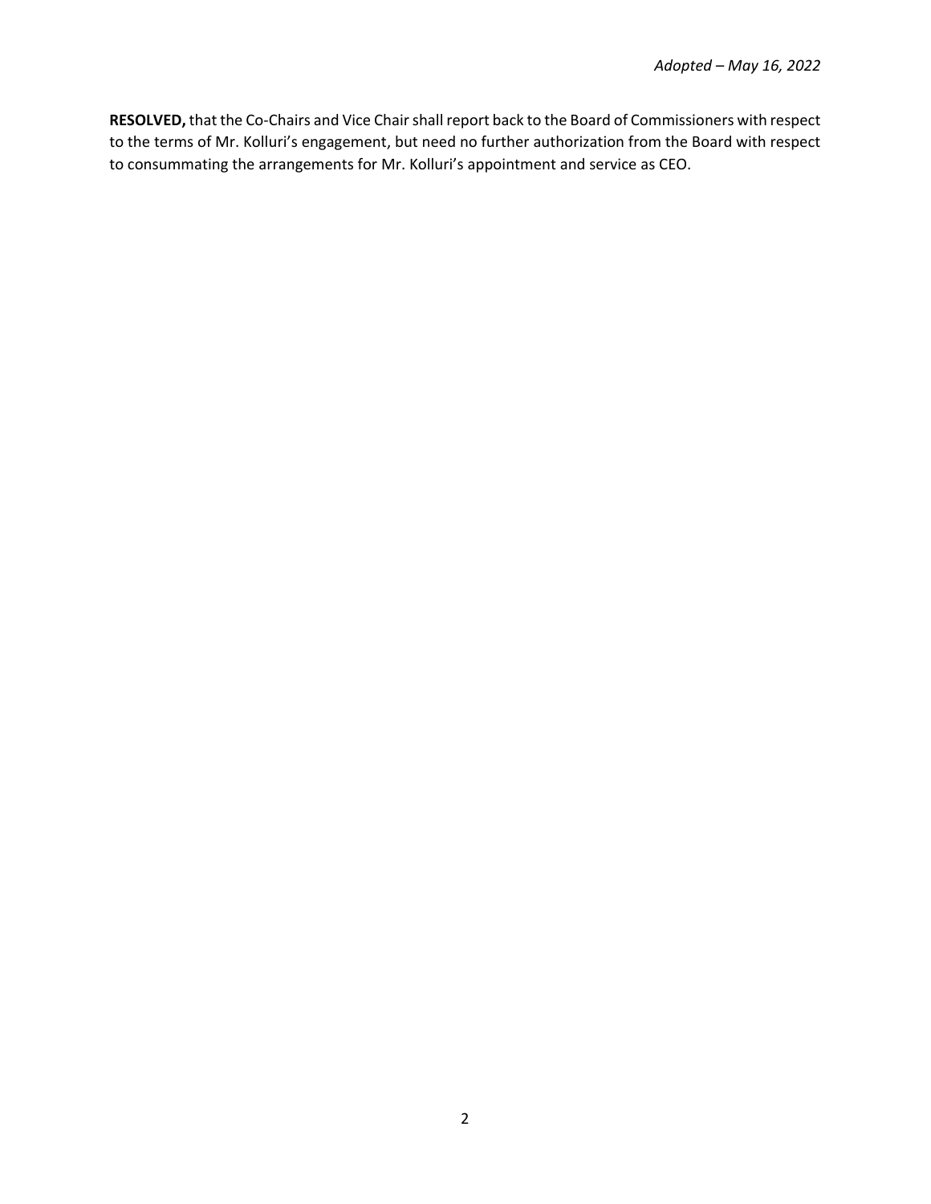*Adopted – May 16, 2022*

**RESOLVED,** that the Co-Chairs and Vice Chair shall report back to the Board of Commissioners with respect to the terms of Mr. Kolluri's engagement, but need no further authorization from the Board with respect to consummating the arrangements for Mr. Kolluri's appointment and service as CEO.